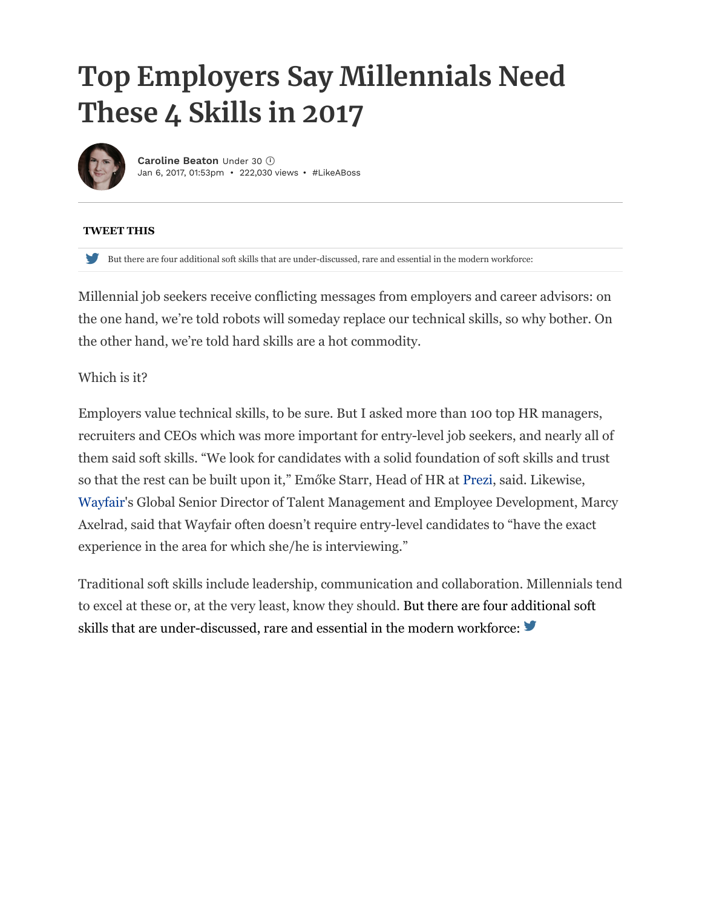# Top Employers Say Millennials Need These 4 Skills in 2017

**Caroline Beaton** Under 30
Jan 6, 2017, 01:53pm • 222,030 views • #LikeABoss

**TWEET THIS**

But there are four additional soft skills that are under-discussed, rare and essential in the modern workforce:

Millennial job seekers receive conflicting messages from employers and career advisors: on the one hand, we're told robots will someday replace our technical skills, so why bother. On the other hand, we're told hard skills are a hot commodity.

Which is it?

Employers value technical skills, to be sure. But I asked more than 100 top HR managers, recruiters and CEOs which was more important for entry-level job seekers, and nearly all of them said soft skills. "We look for candidates with a solid foundation of soft skills and trust so that the rest can be built upon it," Emőke Starr, Head of HR at Prezi, said. Likewise, Wayfair's Global Senior Director of Talent Management and Employee Development, Marcy Axelrad, said that Wayfair often doesn't require entry-level candidates to "have the exact experience in the area for which she/he is interviewing."

Traditional soft skills include leadership, communication and collaboration. Millennials tend to excel at these or, at the very least, know they should. But there are four additional soft skills that are under-discussed, rare and essential in the modern workforce: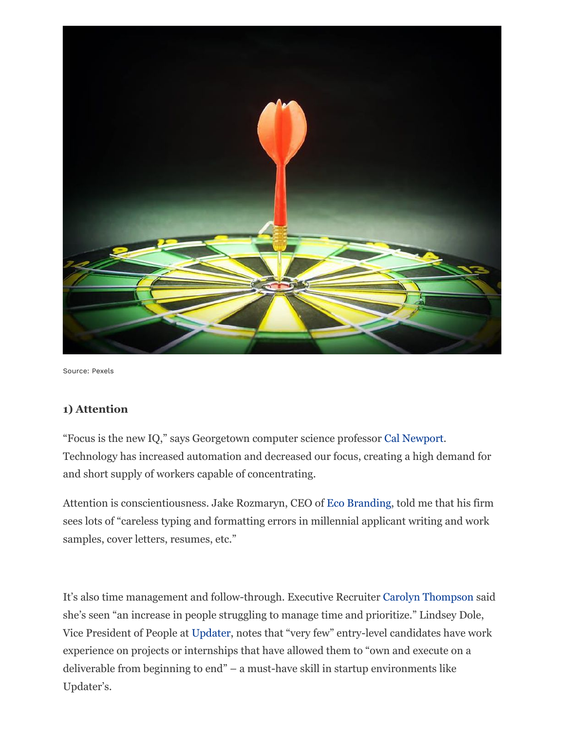Source: Pexels

**1) Attention**

"Focus is the new IQ," says Georgetown computer science professor Cal Newport. Technology has increased automation and decreased our focus, creating a high demand for and short supply of workers capable of concentrating.

Attention is conscientiousness. Jake Rozmaryn, CEO of Eco Branding, told me that his firm sees lots of "careless typing and formatting errors in millennial applicant writing and work samples, cover letters, resumes, etc."

It's also time management and follow-through. Executive Recruiter Carolyn Thompson said she's seen "an increase in people struggling to manage time and prioritize." Lindsey Dole, Vice President of People at Updater, notes that "very few" entry-level candidates have work experience on projects or internships that have allowed them to "own and execute on a deliverable from beginning to end" – a must-have skill in startup environments like Updater's.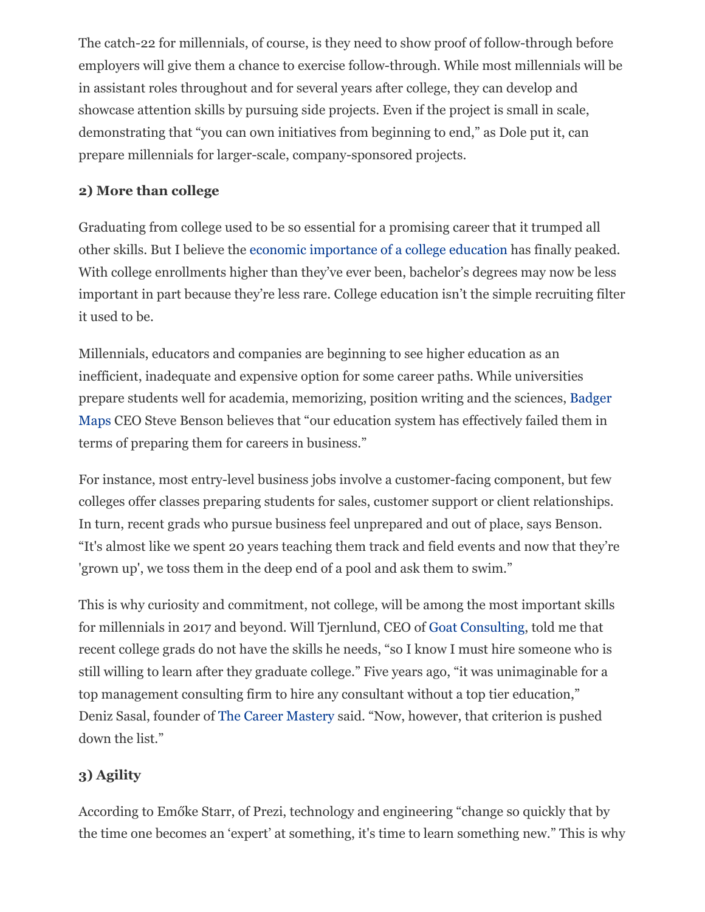The catch-22 for millennials, of course, is they need to show proof of follow-through before employers will give them a chance to exercise follow-through. While most millennials will be in assistant roles throughout and for several years after college, they can develop and showcase attention skills by pursuing side projects. Even if the project is small in scale, demonstrating that "you can own initiatives from beginning to end," as Dole put it, can prepare millennials for larger-scale, company-sponsored projects.

**2) More than college**

Graduating from college used to be so essential for a promising career that it trumped all other skills. But I believe the economic importance of a college education has finally peaked. With college enrollments higher than they've ever been, bachelor's degrees may now be less important in part because they're less rare. College education isn't the simple recruiting filter it used to be.

Millennials, educators and companies are beginning to see higher education as an inefficient, inadequate and expensive option for some career paths. While universities prepare students well for academia, memorizing, position writing and the sciences, Badger Maps CEO Steve Benson believes that "our education system has effectively failed them in terms of preparing them for careers in business."

For instance, most entry-level business jobs involve a customer-facing component, but few colleges offer classes preparing students for sales, customer support or client relationships. In turn, recent grads who pursue business feel unprepared and out of place, says Benson. "It's almost like we spent 20 years teaching them track and field events and now that they're 'grown up', we toss them in the deep end of a pool and ask them to swim."

This is why curiosity and commitment, not college, will be among the most important skills for millennials in 2017 and beyond. Will Tjernlund, CEO of Goat Consulting, told me that recent college grads do not have the skills he needs, "so I know I must hire someone who is still willing to learn after they graduate college." Five years ago, "it was unimaginable for a top management consulting firm to hire any consultant without a top tier education," Deniz Sasal, founder of The Career Mastery said. "Now, however, that criterion is pushed down the list."

**3) Agility**

According to Emőke Starr, of Prezi, technology and engineering "change so quickly that by the time one becomes an 'expert' at something, it's time to learn something new." This is why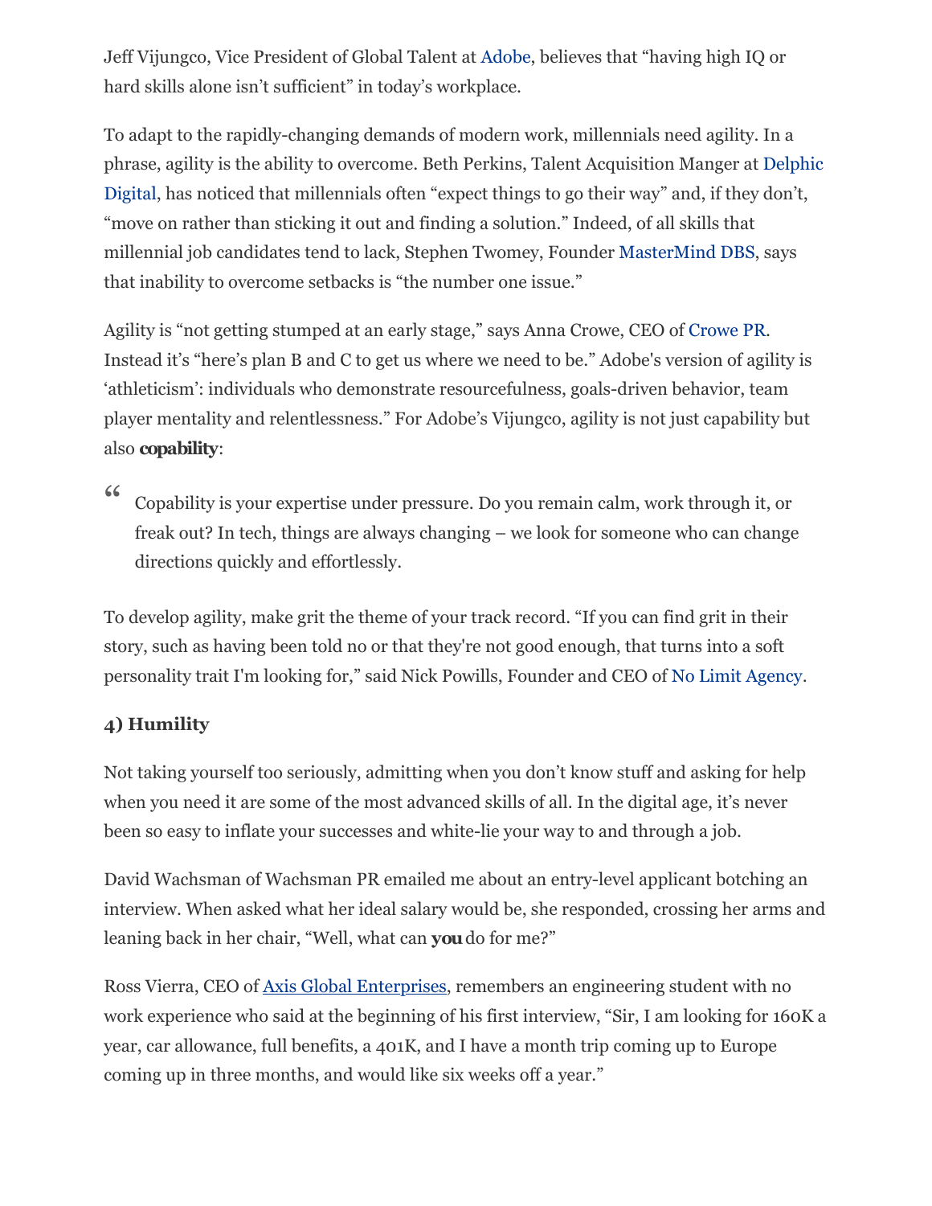Jeff Vijungco, Vice President of Global Talent at Adobe, believes that "having high IQ or hard skills alone isn't sufficient" in today's workplace.

To adapt to the rapidly-changing demands of modern work, millennials need agility. In a phrase, agility is the ability to overcome. Beth Perkins, Talent Acquisition Manger at Delphic Digital, has noticed that millennials often "expect things to go their way" and, if they don't, "move on rather than sticking it out and finding a solution." Indeed, of all skills that millennial job candidates tend to lack, Stephen Twomey, Founder MasterMind DBS, says that inability to overcome setbacks is "the number one issue."

Agility is "not getting stumped at an early stage," says Anna Crowe, CEO of Crowe PR. Instead it's "here's plan B and C to get us where we need to be." Adobe's version of agility is 'athleticism': individuals who demonstrate resourcefulness, goals-driven behavior, team player mentality and relentlessness." For Adobe's Vijungco, agility is not just capability but also **copability**:

> Copability is your expertise under pressure. Do you remain calm, work through it, or freak out? In tech, things are always changing – we look for someone who can change directions quickly and effortlessly.

To develop agility, make grit the theme of your track record. "If you can find grit in their story, such as having been told no or that they're not good enough, that turns into a soft personality trait I'm looking for," said Nick Powills, Founder and CEO of No Limit Agency.

### 4) Humility

Not taking yourself too seriously, admitting when you don't know stuff and asking for help when you need it are some of the most advanced skills of all. In the digital age, it's never been so easy to inflate your successes and white-lie your way to and through a job.

David Wachsman of Wachsman PR emailed me about an entry-level applicant botching an interview. When asked what her ideal salary would be, she responded, crossing her arms and leaning back in her chair, "Well, what can **you** do for me?"

Ross Vierra, CEO of Axis Global Enterprises, remembers an engineering student with no work experience who said at the beginning of his first interview, "Sir, I am looking for 160K a year, car allowance, full benefits, a 401K, and I have a month trip coming up to Europe coming up in three months, and would like six weeks off a year."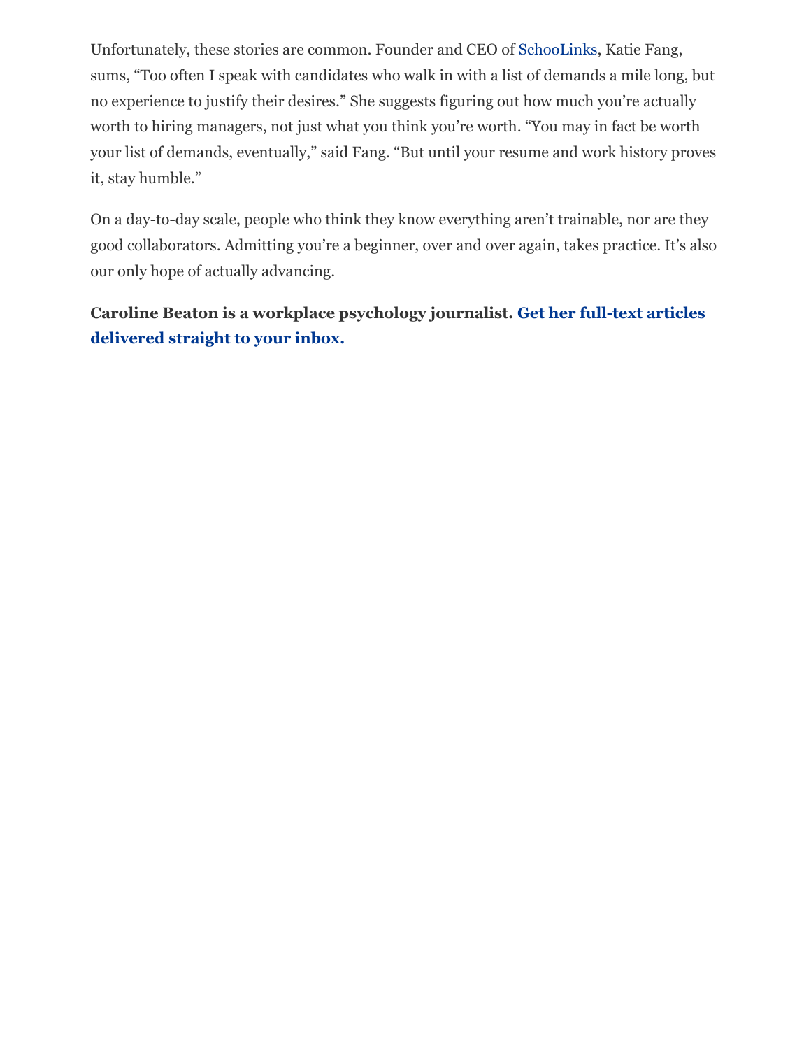Unfortunately, these stories are common. Founder and CEO of SchooLinks, Katie Fang, sums, “Too often I speak with candidates who walk in with a list of demands a mile long, but no experience to justify their desires.” She suggests figuring out how much you’re actually worth to hiring managers, not just what you think you’re worth. “You may in fact be worth your list of demands, eventually,” said Fang. “But until your resume and work history proves it, stay humble.”

On a day-to-day scale, people who think they know everything aren’t trainable, nor are they good collaborators. Admitting you’re a beginner, over and over again, takes practice. It’s also our only hope of actually advancing.

**Caroline Beaton is a workplace psychology journalist. Get her full-text articles delivered straight to your inbox.**